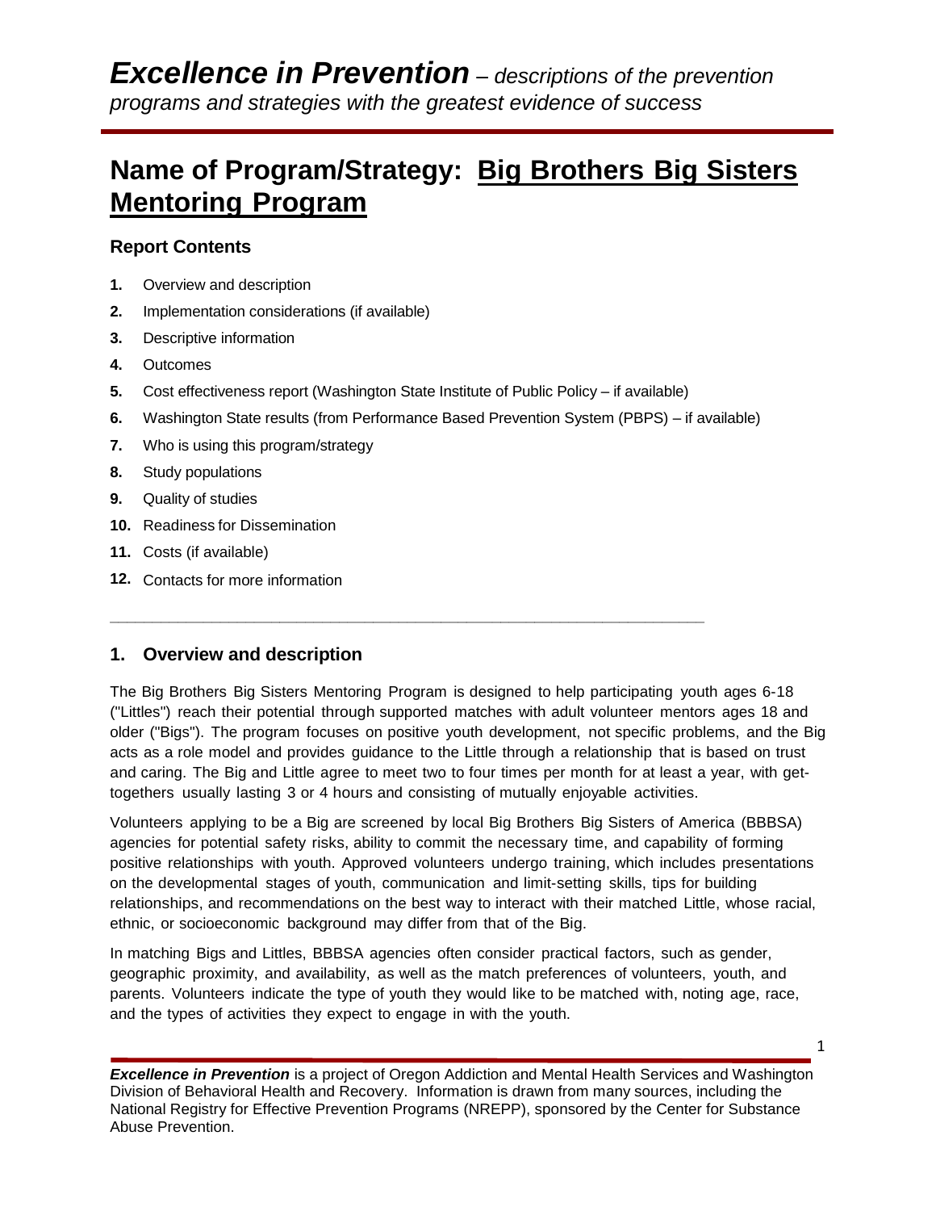# *Excellence in Prevention* – *descriptions of the prevention programs and strategies with the greatest evidence of success*

## Name of Program/Strategy: Big Brothers Big Sisters Mentoring Program

### Report Contents

1. Overview and description
2. Implementation considerations (if available)
3. Descriptive information
4. Outcomes
5. Cost effectiveness report (Washington State Institute of Public Policy – if available)
6. Washington State results (from Performance Based Prevention System (PBPS) – if available)
7. Who is using this program/strategy
8. Study populations
9. Quality of studies
10. Readiness for Dissemination
11. Costs (if available)
12. Contacts for more information

---

### 1. Overview and description

The Big Brothers Big Sisters Mentoring Program is designed to help participating youth ages 6-18 ("Littles") reach their potential through supported matches with adult volunteer mentors ages 18 and older ("Bigs"). The program focuses on positive youth development, not specific problems, and the Big acts as a role model and provides guidance to the Little through a relationship that is based on trust and caring. The Big and Little agree to meet two to four times per month for at least a year, with get-togethers usually lasting 3 or 4 hours and consisting of mutually enjoyable activities.

Volunteers applying to be a Big are screened by local Big Brothers Big Sisters of America (BBBSA) agencies for potential safety risks, ability to commit the necessary time, and capability of forming positive relationships with youth. Approved volunteers undergo training, which includes presentations on the developmental stages of youth, communication and limit-setting skills, tips for building relationships, and recommendations on the best way to interact with their matched Little, whose racial, ethnic, or socioeconomic background may differ from that of the Big.

In matching Bigs and Littles, BBBSA agencies often consider practical factors, such as gender, geographic proximity, and availability, as well as the match preferences of volunteers, youth, and parents. Volunteers indicate the type of youth they would like to be matched with, noting age, race, and the types of activities they expect to engage in with the youth.

***Excellence in Prevention*** is a project of Oregon Addiction and Mental Health Services and Washington Division of Behavioral Health and Recovery. Information is drawn from many sources, including the National Registry for Effective Prevention Programs (NREPP), sponsored by the Center for Substance Abuse Prevention.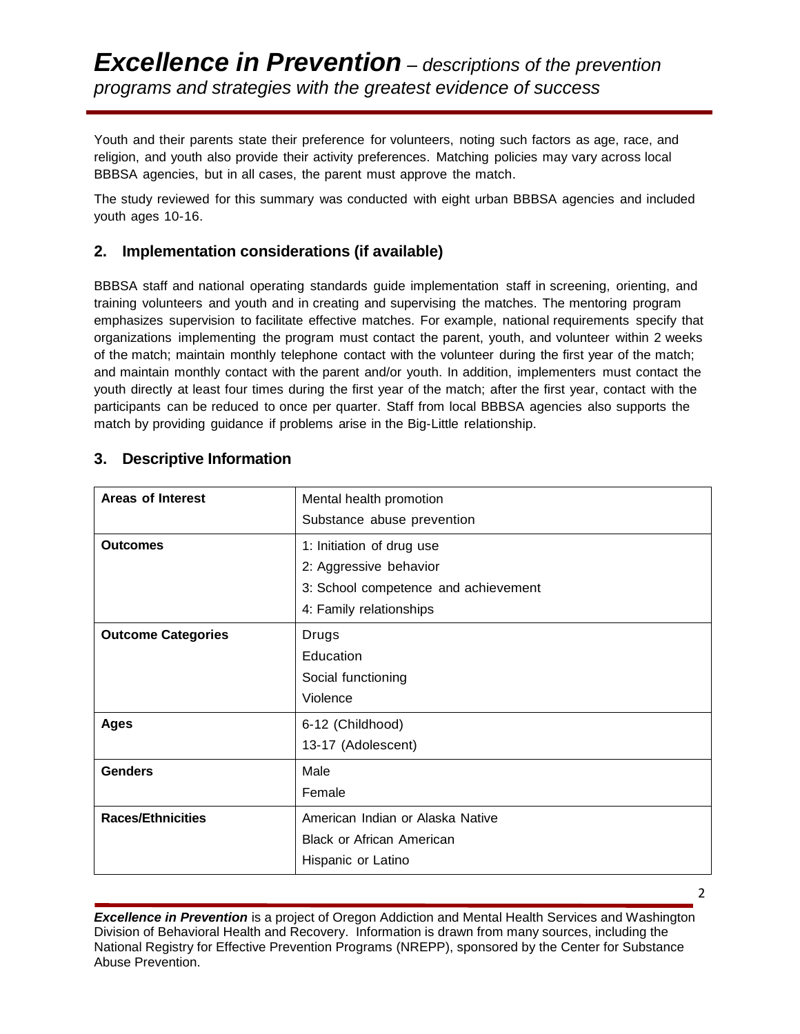Youth and their parents state their preference for volunteers, noting such factors as age, race, and religion, and youth also provide their activity preferences. Matching policies may vary across local BBBSA agencies, but in all cases, the parent must approve the match.

The study reviewed for this summary was conducted with eight urban BBBSA agencies and included youth ages 10-16.

## 2. Implementation considerations (if available)

BBBSA staff and national operating standards guide implementation staff in screening, orienting, and training volunteers and youth and in creating and supervising the matches. The mentoring program emphasizes supervision to facilitate effective matches. For example, national requirements specify that organizations implementing the program must contact the parent, youth, and volunteer within 2 weeks of the match; maintain monthly telephone contact with the volunteer during the first year of the match; and maintain monthly contact with the parent and/or youth. In addition, implementers must contact the youth directly at least four times during the first year of the match; after the first year, contact with the participants can be reduced to once per quarter. Staff from local BBBSA agencies also supports the match by providing guidance if problems arise in the Big-Little relationship.

## 3. Descriptive Information

| | |
|---|---|
| **Areas of Interest** | Mental health promotion<br>Substance abuse prevention |
| **Outcomes** | 1: Initiation of drug use<br>2: Aggressive behavior<br>3: School competence and achievement<br>4: Family relationships |
| **Outcome Categories** | Drugs<br>Education<br>Social functioning<br>Violence |
| **Ages** | 6-12 (Childhood)<br>13-17 (Adolescent) |
| **Genders** | Male<br>Female |
| **Races/Ethnicities** | American Indian or Alaska Native<br>Black or African American<br>Hispanic or Latino |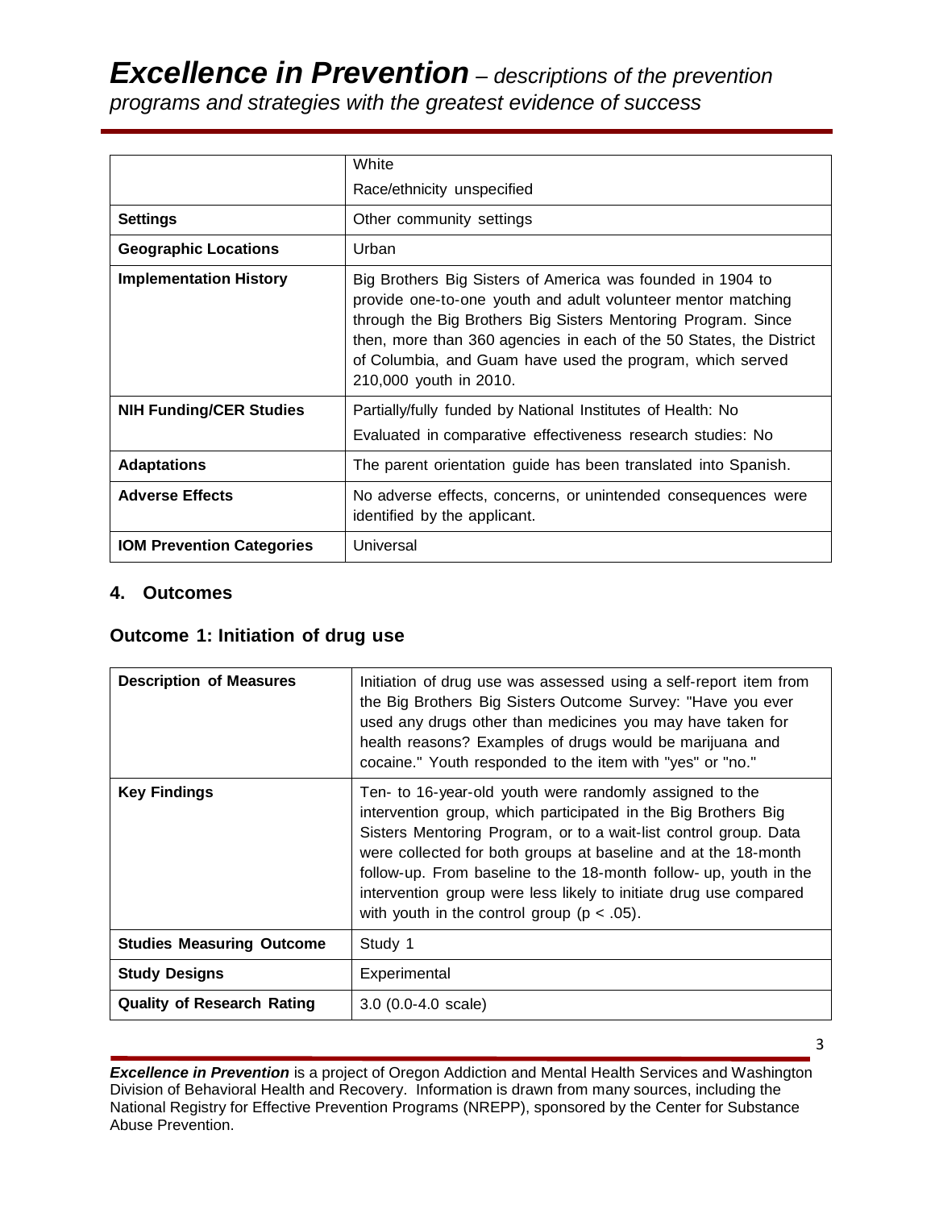|  |  |
|---|---|
|  | White<br>Race/ethnicity unspecified |
| **Settings** | Other community settings |
| **Geographic Locations** | Urban |
| **Implementation History** | Big Brothers Big Sisters of America was founded in 1904 to provide one-to-one youth and adult volunteer mentor matching through the Big Brothers Big Sisters Mentoring Program. Since then, more than 360 agencies in each of the 50 States, the District of Columbia, and Guam have used the program, which served 210,000 youth in 2010. |
| **NIH Funding/CER Studies** | Partially/fully funded by National Institutes of Health: No<br>Evaluated in comparative effectiveness research studies: No |
| **Adaptations** | The parent orientation guide has been translated into Spanish. |
| **Adverse Effects** | No adverse effects, concerns, or unintended consequences were identified by the applicant. |
| **IOM Prevention Categories** | Universal |

## 4. Outcomes

### Outcome 1: Initiation of drug use

|  |  |
|---|---|
| **Description of Measures** | Initiation of drug use was assessed using a self-report item from the Big Brothers Big Sisters Outcome Survey: "Have you ever used any drugs other than medicines you may have taken for health reasons? Examples of drugs would be marijuana and cocaine." Youth responded to the item with "yes" or "no." |
| **Key Findings** | Ten- to 16-year-old youth were randomly assigned to the intervention group, which participated in the Big Brothers Big Sisters Mentoring Program, or to a wait-list control group. Data were collected for both groups at baseline and at the 18-month follow-up. From baseline to the 18-month follow- up, youth in the intervention group were less likely to initiate drug use compared with youth in the control group ($p < .05$). |
| **Studies Measuring Outcome** | Study 1 |
| **Study Designs** | Experimental |
| **Quality of Research Rating** | 3.0 (0.0-4.0 scale) |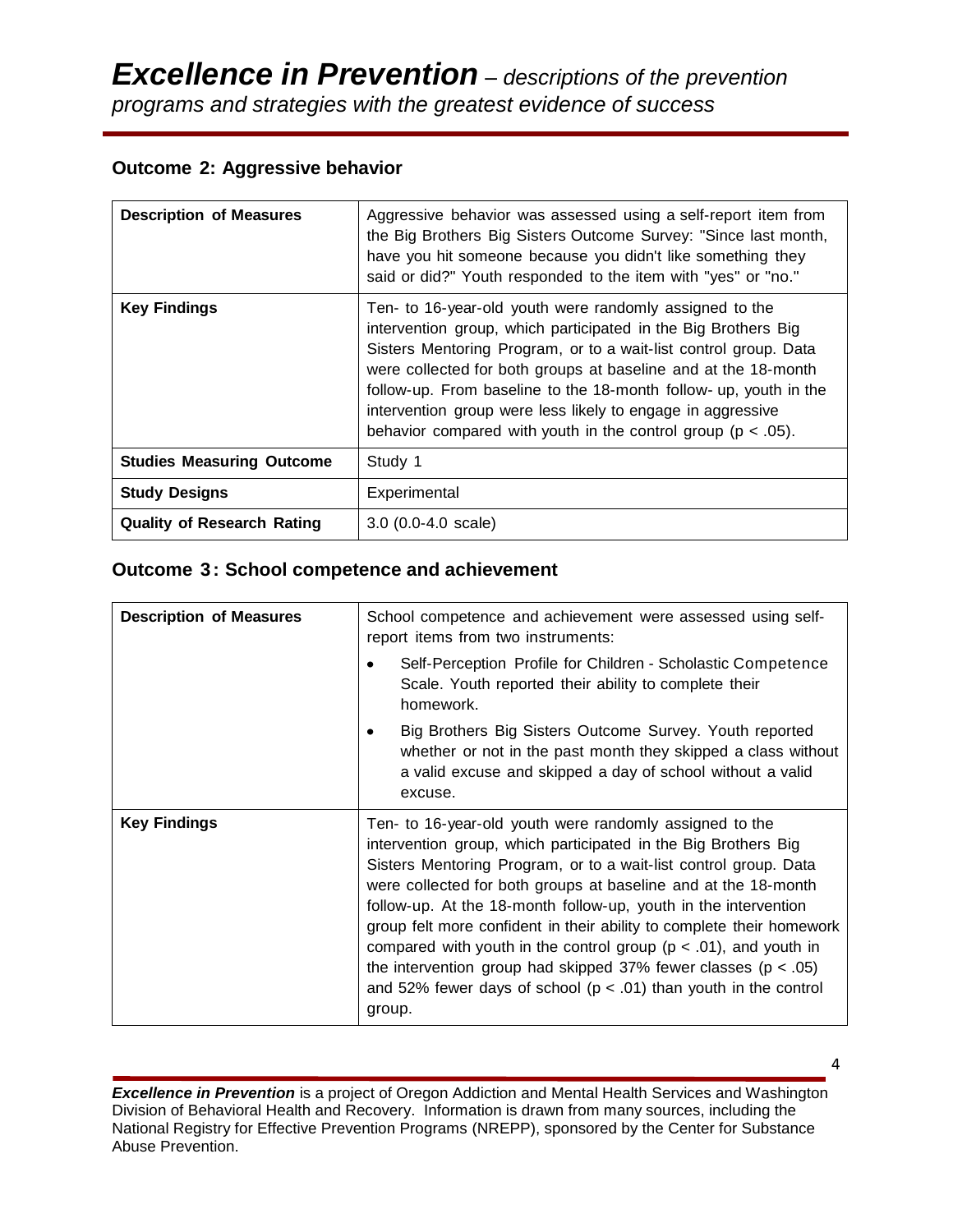## Outcome 2: Aggressive behavior

| | |
|---|---|
| **Description of Measures** | Aggressive behavior was assessed using a self-report item from the Big Brothers Big Sisters Outcome Survey: "Since last month, have you hit someone because you didn't like something they said or did?" Youth responded to the item with "yes" or "no." |
| **Key Findings** | Ten- to 16-year-old youth were randomly assigned to the intervention group, which participated in the Big Brothers Big Sisters Mentoring Program, or to a wait-list control group. Data were collected for both groups at baseline and at the 18-month follow-up. From baseline to the 18-month follow- up, youth in the intervention group were less likely to engage in aggressive behavior compared with youth in the control group ($p < .05$). |
| **Studies Measuring Outcome** | Study 1 |
| **Study Designs** | Experimental |
| **Quality of Research Rating** | 3.0 (0.0-4.0 scale) |

## Outcome 3: School competence and achievement

| | |
|---|---|
| **Description of Measures** | School competence and achievement were assessed using self-report items from two instruments:<br>• Self-Perception Profile for Children - Scholastic Competence Scale. Youth reported their ability to complete their homework.<br>• Big Brothers Big Sisters Outcome Survey. Youth reported whether or not in the past month they skipped a class without a valid excuse and skipped a day of school without a valid excuse. |
| **Key Findings** | Ten- to 16-year-old youth were randomly assigned to the intervention group, which participated in the Big Brothers Big Sisters Mentoring Program, or to a wait-list control group. Data were collected for both groups at baseline and at the 18-month follow-up. At the 18-month follow-up, youth in the intervention group felt more confident in their ability to complete their homework compared with youth in the control group ($p < .01$), and youth in the intervention group had skipped 37% fewer classes ($p < .05$) and 52% fewer days of school ($p < .01$) than youth in the control group. |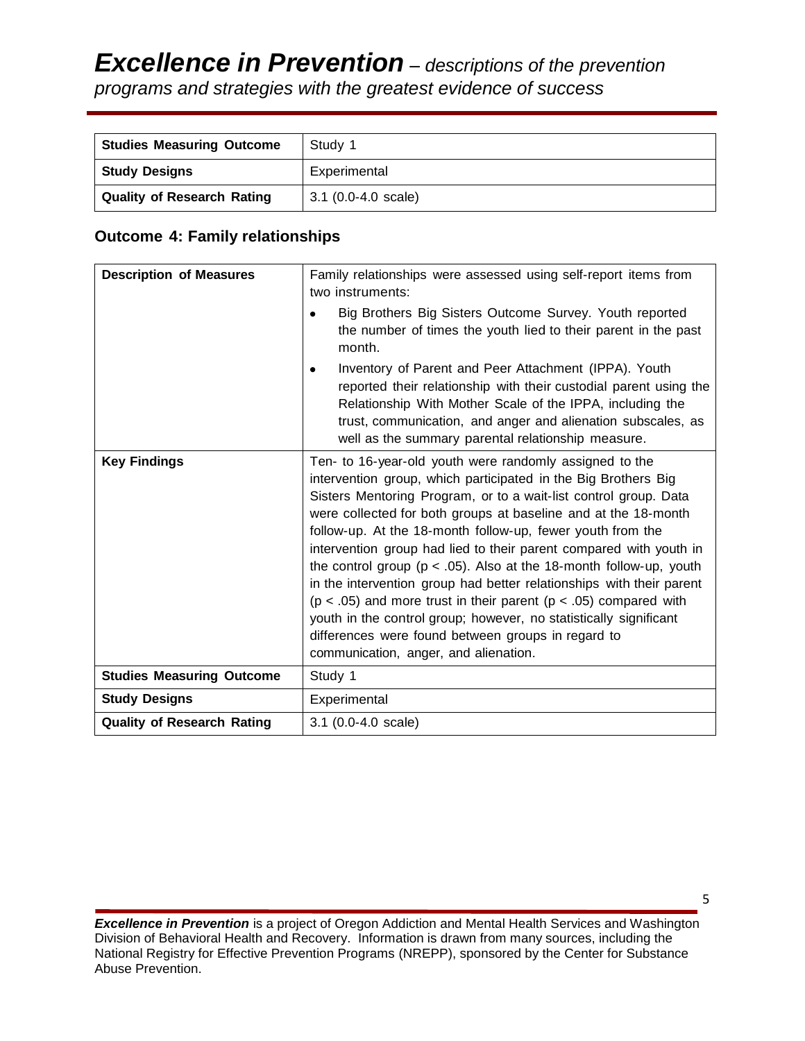| Studies Measuring Outcome | Study 1 |
|---|---|
| **Study Designs** | Experimental |
| **Quality of Research Rating** | 3.1 (0.0-4.0 scale) |

### Outcome 4: Family relationships

| Description of Measures | Family relationships were assessed using self-report items from two instruments:<br>• Big Brothers Big Sisters Outcome Survey. Youth reported the number of times the youth lied to their parent in the past month.<br>• Inventory of Parent and Peer Attachment (IPPA). Youth reported their relationship with their custodial parent using the Relationship With Mother Scale of the IPPA, including the trust, communication, and anger and alienation subscales, as well as the summary parental relationship measure. |
|---|---|
| **Key Findings** | Ten- to 16-year-old youth were randomly assigned to the intervention group, which participated in the Big Brothers Big Sisters Mentoring Program, or to a wait-list control group. Data were collected for both groups at baseline and at the 18-month follow-up. At the 18-month follow-up, fewer youth from the intervention group had lied to their parent compared with youth in the control group ($p < .05$). Also at the 18-month follow-up, youth in the intervention group had better relationships with their parent ($p < .05$) and more trust in their parent ($p < .05$) compared with youth in the control group; however, no statistically significant differences were found between groups in regard to communication, anger, and alienation. |
| **Studies Measuring Outcome** | Study 1 |
| **Study Designs** | Experimental |
| **Quality of Research Rating** | 3.1 (0.0-4.0 scale) |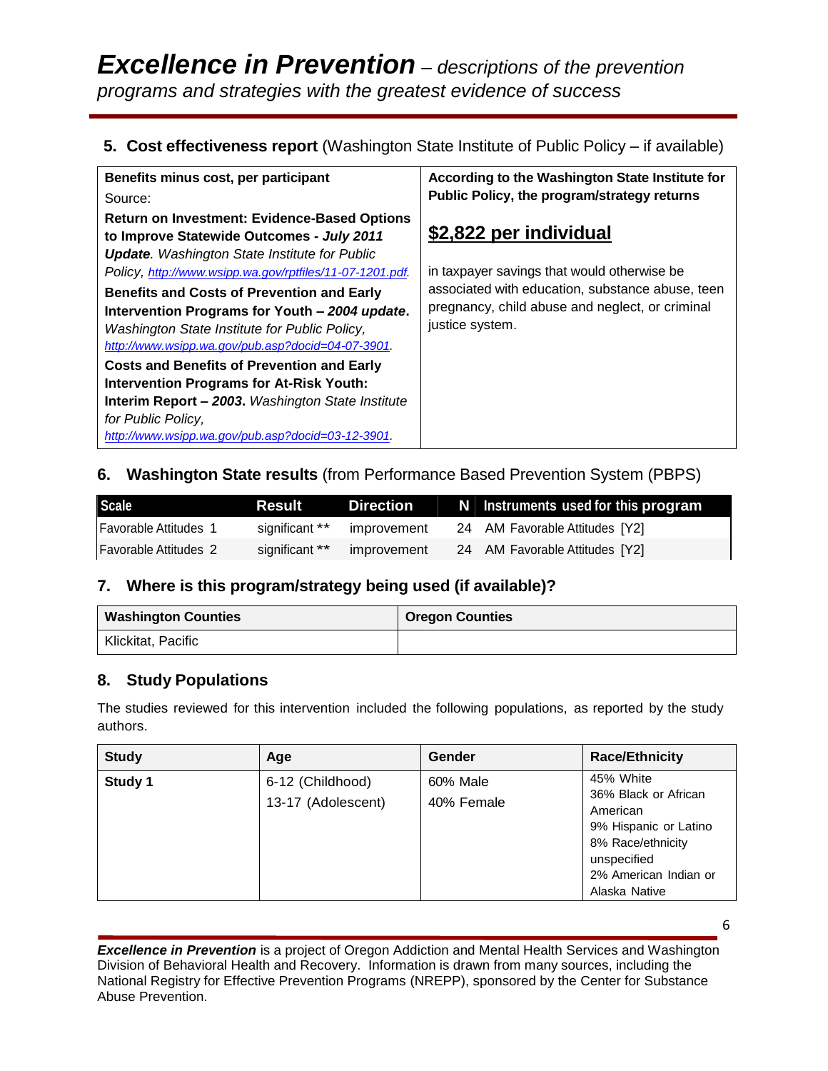## 5. Cost effectiveness report (Washington State Institute of Public Policy – if available)

| Benefits minus cost, per participant | According to the Washington State Institute for Public Policy, the program/strategy returns |
|---|---|
| Source:<br>**Return on Investment: Evidence-Based Options to Improve Statewide Outcomes -** ***July 2011 Update****.* *Washington State Institute for Public Policy,* *http://www.wsipp.wa.gov/rptfiles/11-07-1201.pdf.*<br>**Benefits and Costs of Prevention and Early Intervention Programs for Youth –** ***2004 update*****.** *Washington State Institute for Public Policy,* *http://www.wsipp.wa.gov/pub.asp?docid=04-07-3901.*<br>**Costs and Benefits of Prevention and Early Intervention Programs for At-Risk Youth: Interim Report –** ***2003*****.** *Washington State Institute for Public Policy,* *http://www.wsipp.wa.gov/pub.asp?docid=03-12-3901.* | **$2,822 per individual**<br>in taxpayer savings that would otherwise be associated with education, substance abuse, teen pregnancy, child abuse and neglect, or criminal justice system. |

## 6. Washington State results (from Performance Based Prevention System (PBPS)

| Scale | Result | Direction | N | Instruments used for this program |
|---|---|---|---|---|
| Favorable Attitudes 1 | significant ** | improvement | 24 | AM Favorable Attitudes [Y2] |
| Favorable Attitudes 2 | significant ** | improvement | 24 | AM Favorable Attitudes [Y2] |

## 7. Where is this program/strategy being used (if available)?

| Washington Counties | Oregon Counties |
|---|---|
| Klickitat, Pacific | |

## 8. Study Populations

The studies reviewed for this intervention included the following populations, as reported by the study authors.

| Study | Age | Gender | Race/Ethnicity |
|---|---|---|---|
| **Study 1** | 6-12 (Childhood)<br>13-17 (Adolescent) | 60% Male<br>40% Female | 45% White<br>36% Black or African American<br>9% Hispanic or Latino<br>8% Race/ethnicity unspecified<br>2% American Indian or Alaska Native |

***Excellence in Prevention*** is a project of Oregon Addiction and Mental Health Services and Washington Division of Behavioral Health and Recovery. Information is drawn from many sources, including the National Registry for Effective Prevention Programs (NREPP), sponsored by the Center for Substance Abuse Prevention.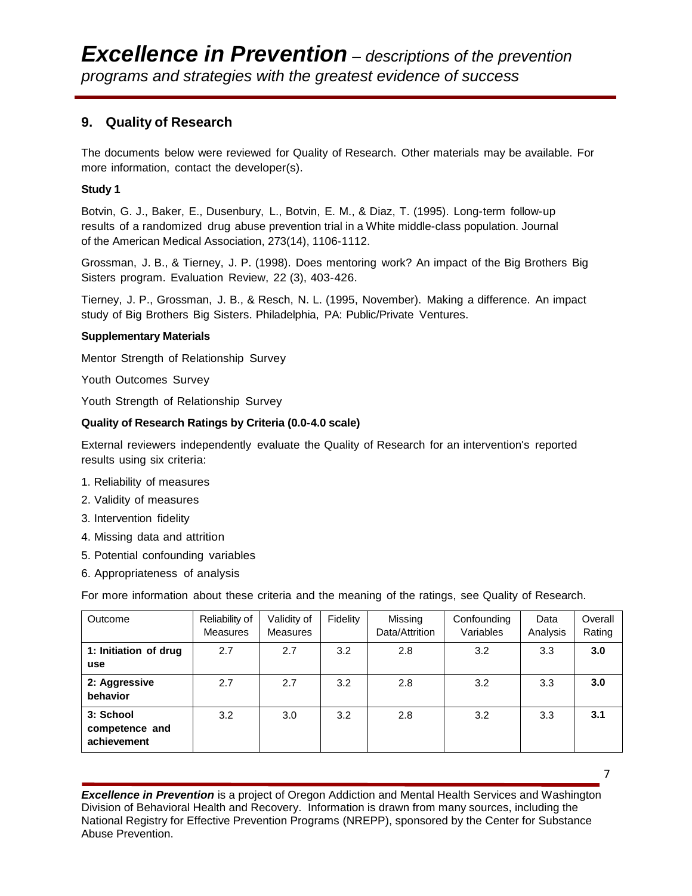# *Excellence in Prevention* – *descriptions of the prevention programs and strategies with the greatest evidence of success*

## 9. Quality of Research

The documents below were reviewed for Quality of Research. Other materials may be available. For more information, contact the developer(s).

**Study 1**

Botvin, G. J., Baker, E., Dusenbury, L., Botvin, E. M., & Diaz, T. (1995). Long-term follow-up results of a randomized drug abuse prevention trial in a White middle-class population. Journal of the American Medical Association, 273(14), 1106-1112.

Grossman, J. B., & Tierney, J. P. (1998). Does mentoring work? An impact of the Big Brothers Big Sisters program. Evaluation Review, 22 (3), 403-426.

Tierney, J. P., Grossman, J. B., & Resch, N. L. (1995, November). Making a difference. An impact study of Big Brothers Big Sisters. Philadelphia, PA: Public/Private Ventures.

**Supplementary Materials**

Mentor Strength of Relationship Survey

Youth Outcomes Survey

Youth Strength of Relationship Survey

**Quality of Research Ratings by Criteria (0.0-4.0 scale)**

External reviewers independently evaluate the Quality of Research for an intervention's reported results using six criteria:

1. Reliability of measures
2. Validity of measures
3. Intervention fidelity
4. Missing data and attrition
5. Potential confounding variables
6. Appropriateness of analysis

For more information about these criteria and the meaning of the ratings, see Quality of Research.

| Outcome | Reliability of Measures | Validity of Measures | Fidelity | Missing Data/Attrition | Confounding Variables | Data Analysis | Overall Rating |
|---|---|---|---|---|---|---|---|
| **1: Initiation of drug use** | 2.7 | 2.7 | 3.2 | 2.8 | 3.2 | 3.3 | **3.0** |
| **2: Aggressive behavior** | 2.7 | 2.7 | 3.2 | 2.8 | 3.2 | 3.3 | **3.0** |
| **3: School competence and achievement** | 3.2 | 3.0 | 3.2 | 2.8 | 3.2 | 3.3 | **3.1** |

***Excellence in Prevention*** is a project of Oregon Addiction and Mental Health Services and Washington Division of Behavioral Health and Recovery. Information is drawn from many sources, including the National Registry for Effective Prevention Programs (NREPP), sponsored by the Center for Substance Abuse Prevention.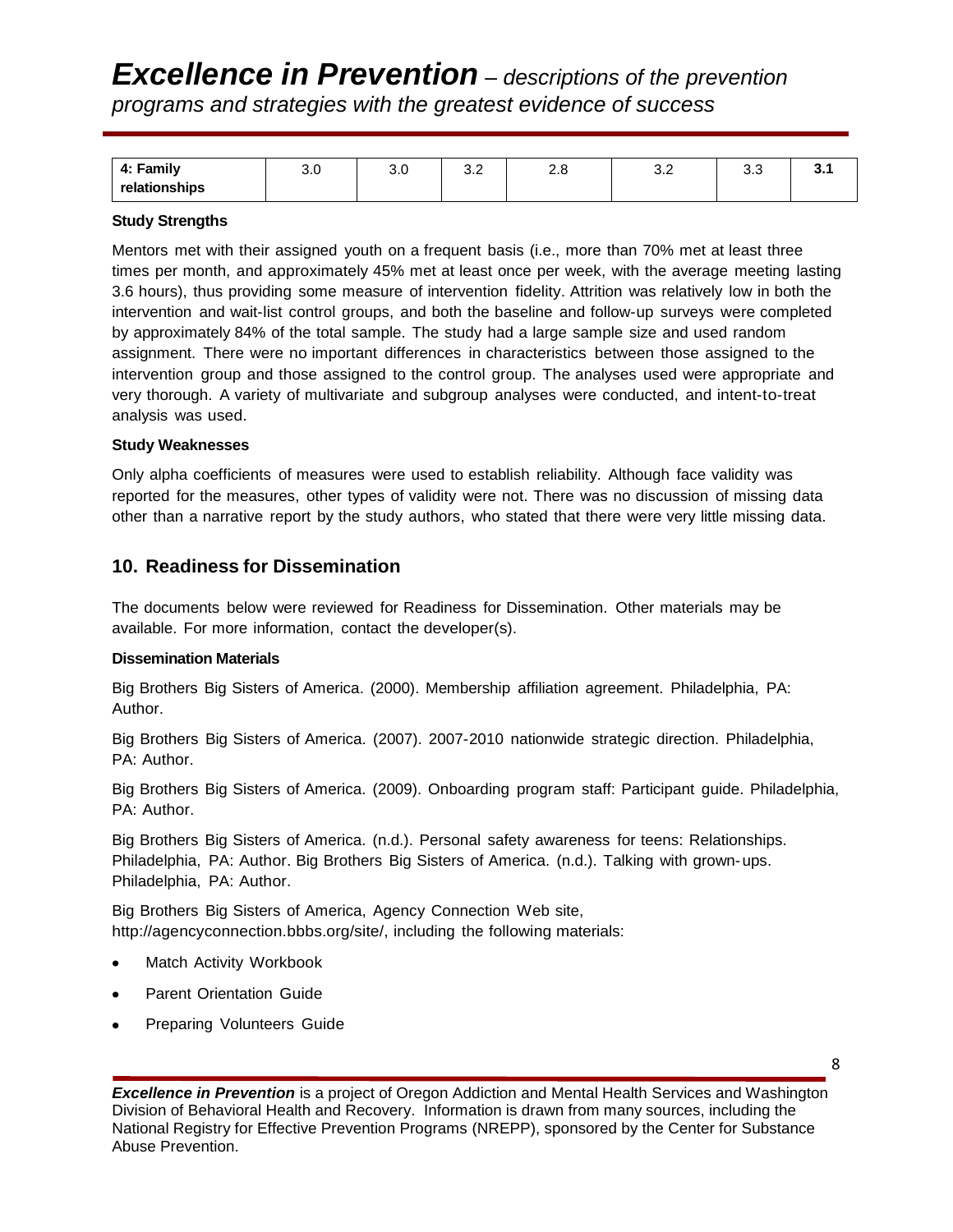| 4: Family relationships | 3.0 | 3.0 | 3.2 | 2.8 | 3.2 | 3.3 | **3.1** |
|---|---|---|---|---|---|---|---|

**Study Strengths**

Mentors met with their assigned youth on a frequent basis (i.e., more than 70% met at least three times per month, and approximately 45% met at least once per week, with the average meeting lasting 3.6 hours), thus providing some measure of intervention fidelity. Attrition was relatively low in both the intervention and wait-list control groups, and both the baseline and follow-up surveys were completed by approximately 84% of the total sample. The study had a large sample size and used random assignment. There were no important differences in characteristics between those assigned to the intervention group and those assigned to the control group. The analyses used were appropriate and very thorough. A variety of multivariate and subgroup analyses were conducted, and intent-to-treat analysis was used.

**Study Weaknesses**

Only alpha coefficients of measures were used to establish reliability. Although face validity was reported for the measures, other types of validity were not. There was no discussion of missing data other than a narrative report by the study authors, who stated that there were very little missing data.

## 10. Readiness for Dissemination

The documents below were reviewed for Readiness for Dissemination. Other materials may be available. For more information, contact the developer(s).

**Dissemination Materials**

Big Brothers Big Sisters of America. (2000). Membership affiliation agreement. Philadelphia, PA: Author.

Big Brothers Big Sisters of America. (2007). 2007-2010 nationwide strategic direction. Philadelphia, PA: Author.

Big Brothers Big Sisters of America. (2009). Onboarding program staff: Participant guide. Philadelphia, PA: Author.

Big Brothers Big Sisters of America. (n.d.). Personal safety awareness for teens: Relationships. Philadelphia, PA: Author. Big Brothers Big Sisters of America. (n.d.). Talking with grown-ups. Philadelphia, PA: Author.

Big Brothers Big Sisters of America, Agency Connection Web site, http://agencyconnection.bbbs.org/site/, including the following materials:

- Match Activity Workbook
- Parent Orientation Guide
- Preparing Volunteers Guide

***Excellence in Prevention*** is a project of Oregon Addiction and Mental Health Services and Washington Division of Behavioral Health and Recovery. Information is drawn from many sources, including the National Registry for Effective Prevention Programs (NREPP), sponsored by the Center for Substance Abuse Prevention.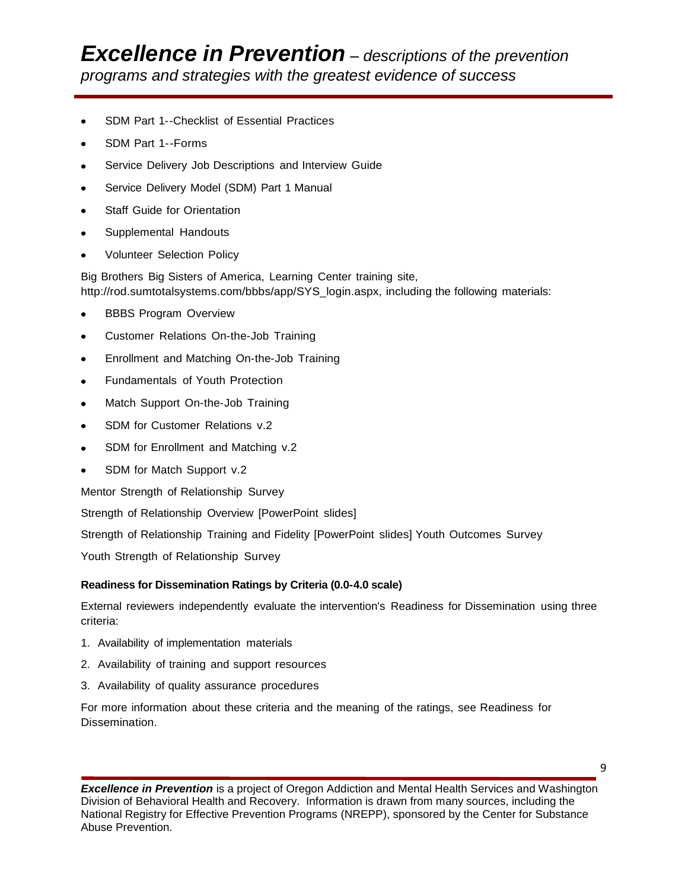- SDM Part 1--Checklist of Essential Practices
- SDM Part 1--Forms
- Service Delivery Job Descriptions and Interview Guide
- Service Delivery Model (SDM) Part 1 Manual
- Staff Guide for Orientation
- Supplemental Handouts
- Volunteer Selection Policy

Big Brothers Big Sisters of America, Learning Center training site, http://rod.sumtotalsystems.com/bbbs/app/SYS_login.aspx, including the following materials:

- BBBS Program Overview
- Customer Relations On-the-Job Training
- Enrollment and Matching On-the-Job Training
- Fundamentals of Youth Protection
- Match Support On-the-Job Training
- SDM for Customer Relations v.2
- SDM for Enrollment and Matching v.2
- SDM for Match Support v.2

Mentor Strength of Relationship Survey

Strength of Relationship Overview [PowerPoint slides]

Strength of Relationship Training and Fidelity [PowerPoint slides] Youth Outcomes Survey

Youth Strength of Relationship Survey

**Readiness for Dissemination Ratings by Criteria (0.0-4.0 scale)**

External reviewers independently evaluate the intervention's Readiness for Dissemination using three criteria:

1. Availability of implementation materials
2. Availability of training and support resources
3. Availability of quality assurance procedures

For more information about these criteria and the meaning of the ratings, see Readiness for Dissemination.

***Excellence in Prevention*** is a project of Oregon Addiction and Mental Health Services and Washington Division of Behavioral Health and Recovery. Information is drawn from many sources, including the National Registry for Effective Prevention Programs (NREPP), sponsored by the Center for Substance Abuse Prevention.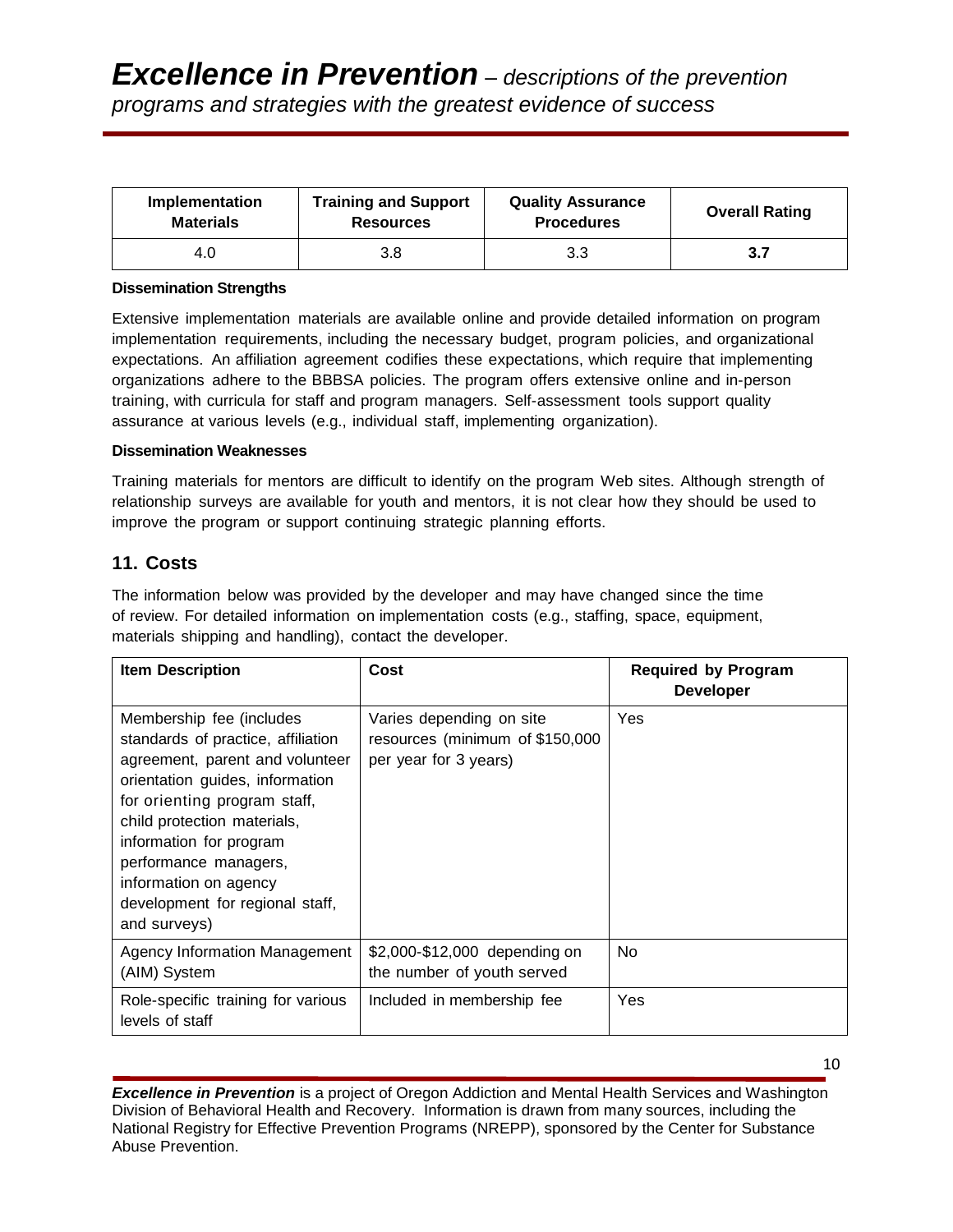| Implementation Materials | Training and Support Resources | Quality Assurance Procedures | Overall Rating |
|---|---|---|---|
| 4.0 | 3.8 | 3.3 | **3.7** |

**Dissemination Strengths**

Extensive implementation materials are available online and provide detailed information on program implementation requirements, including the necessary budget, program policies, and organizational expectations. An affiliation agreement codifies these expectations, which require that implementing organizations adhere to the BBBSA policies. The program offers extensive online and in-person training, with curricula for staff and program managers. Self-assessment tools support quality assurance at various levels (e.g., individual staff, implementing organization).

**Dissemination Weaknesses**

Training materials for mentors are difficult to identify on the program Web sites. Although strength of relationship surveys are available for youth and mentors, it is not clear how they should be used to improve the program or support continuing strategic planning efforts.

## 11. Costs

The information below was provided by the developer and may have changed since the time of review. For detailed information on implementation costs (e.g., staffing, space, equipment, materials shipping and handling), contact the developer.

| Item Description | Cost | Required by Program Developer |
|---|---|---|
| Membership fee (includes standards of practice, affiliation agreement, parent and volunteer orientation guides, information for orienting program staff, child protection materials, information for program performance managers, information on agency development for regional staff, and surveys) | Varies depending on site resources (minimum of $150,000 per year for 3 years) | Yes |
| Agency Information Management (AIM) System | $2,000-$12,000 depending on the number of youth served | No |
| Role-specific training for various levels of staff | Included in membership fee | Yes |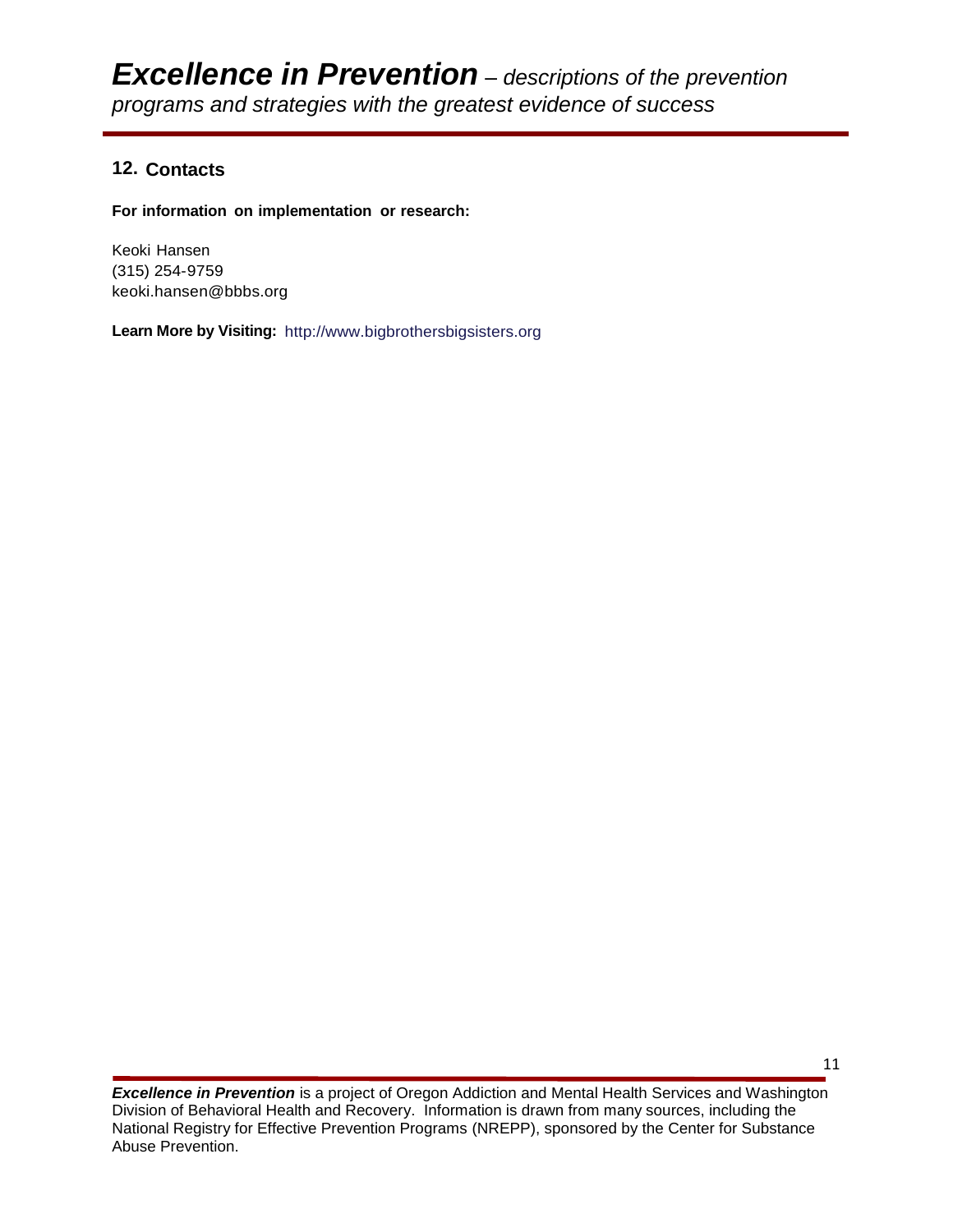## 12. Contacts

**For information on implementation or research:**

Keoki Hansen
(315) 254-9759
keoki.hansen@bbbs.org

**Learn More by Visiting:** http://www.bigbrothersbigsisters.org